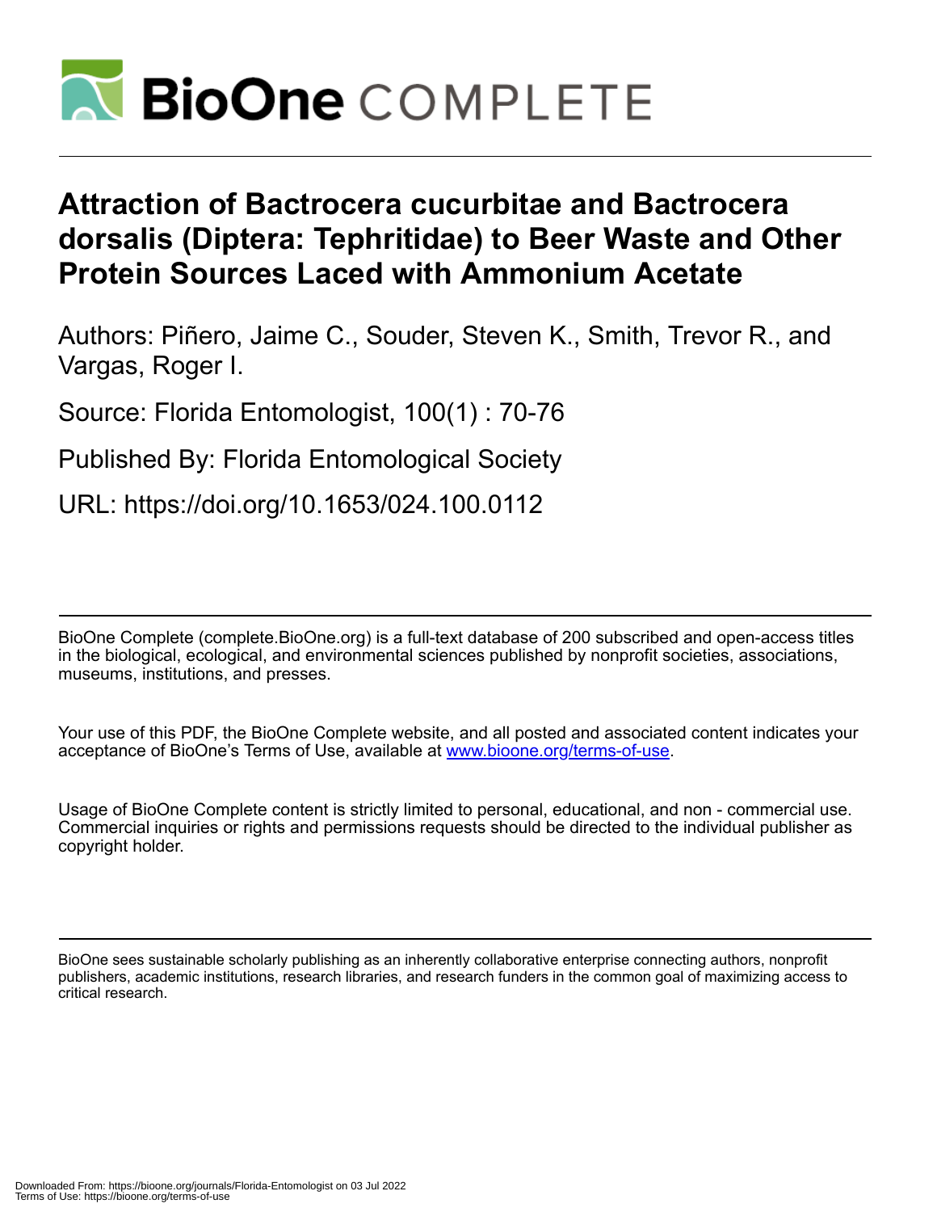# Attraction of Bactrocera cucurbitae and Bactrocera dorsalis (Diptera: Tephritidae) to Beer Waste and Other Protein Sources Laced with Ammonium Acetate

Authors: Piñero, Jaime C., Souder, Steven K., Smith, Trevor R., and Vargas, Roger I.

Source: Florida Entomologist, 100(1) : 70-76

Published By: Florida Entomological Society

URL: https://doi.org/10.1653/024.100.0112

BioOne Complete (complete.BioOne.org) is a full-text database of 200 subscribed and open-access titles in the biological, ecological, and environmental sciences published by nonprofit societies, associations, museums, institutions, and presses.

Your use of this PDF, the BioOne Complete website, and all posted and associated content indicates your acceptance of BioOne's Terms of Use, available at www.bioone.org/terms-of-use.

Usage of BioOne Complete content is strictly limited to personal, educational, and non - commercial use. Commercial inquiries or rights and permissions requests should be directed to the individual publisher as copyright holder.

BioOne sees sustainable scholarly publishing as an inherently collaborative enterprise connecting authors, nonprofit publishers, academic institutions, research libraries, and research funders in the common goal of maximizing access to critical research.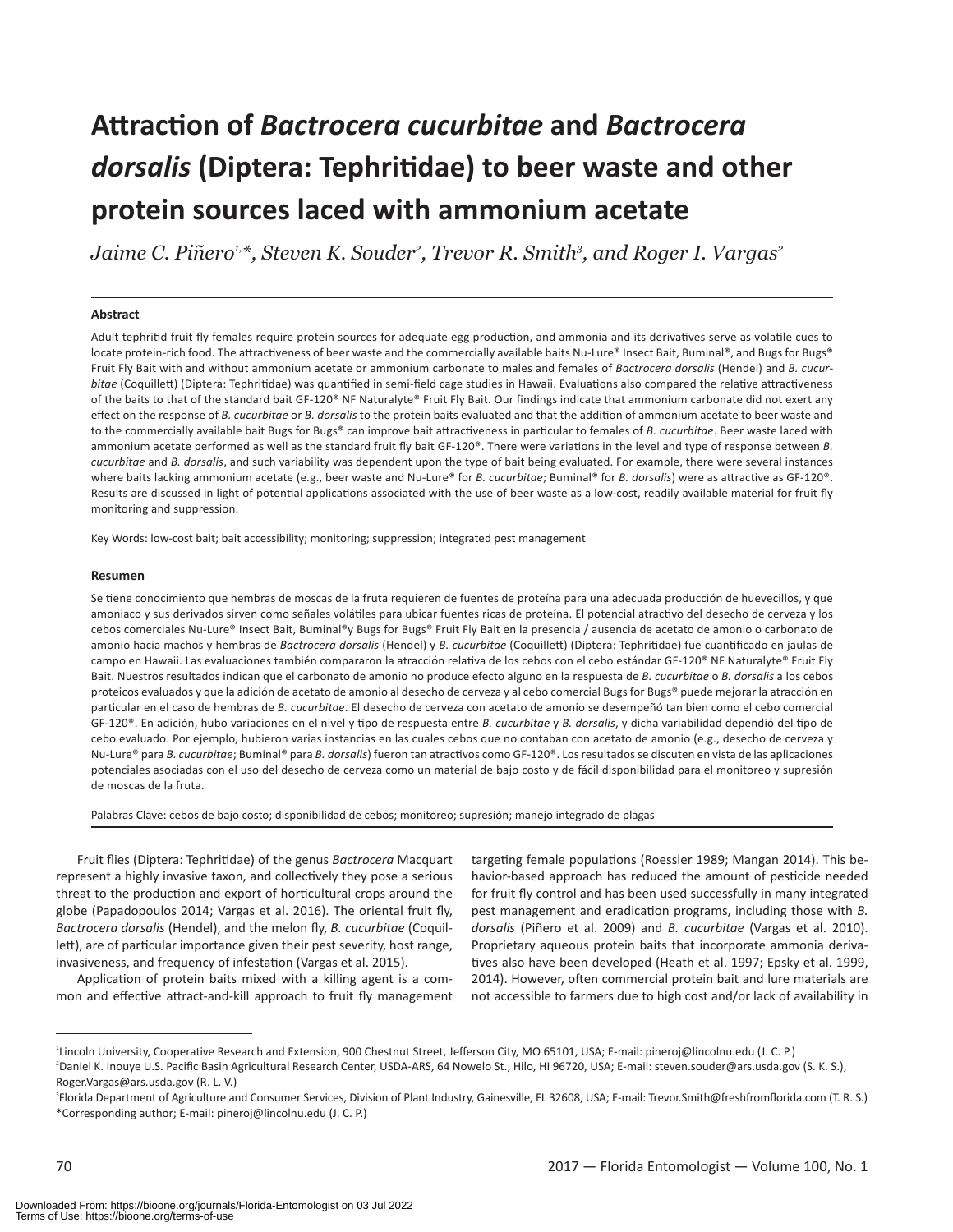# Attraction of *Bactrocera cucurbitae* and *Bactrocera dorsalis* (Diptera: Tephritidae) to beer waste and other protein sources laced with ammonium acetate

*Jaime C. Piñero[1,*], Steven K. Souder[2], Trevor R. Smith[3], and Roger I. Vargas[2]*

### Abstract

Adult tephritid fruit fly females require protein sources for adequate egg production, and ammonia and its derivatives serve as volatile cues to locate protein-rich food. The attractiveness of beer waste and the commercially available baits Nu-Lure® Insect Bait, Buminal®, and Bugs for Bugs® Fruit Fly Bait with and without ammonium acetate or ammonium carbonate to males and females of *Bactrocera dorsalis* (Hendel) and *B. cucurbitae* (Coquillett) (Diptera: Tephritidae) was quantified in semi-field cage studies in Hawaii. Evaluations also compared the relative attractiveness of the baits to that of the standard bait GF-120® NF Naturalyte® Fruit Fly Bait. Our findings indicate that ammonium carbonate did not exert any effect on the response of *B. cucurbitae* or *B. dorsalis* to the protein baits evaluated and that the addition of ammonium acetate to beer waste and to the commercially available bait Bugs for Bugs® can improve bait attractiveness in particular to females of *B. cucurbitae*. Beer waste laced with ammonium acetate performed as well as the standard fruit fly bait GF-120®. There were variations in the level and type of response between *B. cucurbitae* and *B. dorsalis*, and such variability was dependent upon the type of bait being evaluated. For example, there were several instances where baits lacking ammonium acetate (e.g., beer waste and Nu-Lure® for *B. cucurbitae*; Buminal® for *B. dorsalis*) were as attractive as GF-120®. Results are discussed in light of potential applications associated with the use of beer waste as a low-cost, readily available material for fruit fly monitoring and suppression.

Key Words: low-cost bait; bait accessibility; monitoring; suppression; integrated pest management

### Resumen

Se tiene conocimiento que hembras de moscas de la fruta requieren de fuentes de proteína para una adecuada producción de huevecillos, y que amoniaco y sus derivados sirven como señales volátiles para ubicar fuentes ricas de proteína. El potencial atractivo del desecho de cerveza y los cebos comerciales Nu-Lure® Insect Bait, Buminal®y Bugs for Bugs® Fruit Fly Bait en la presencia / ausencia de acetato de amonio o carbonato de amonio hacia machos y hembras de *Bactrocera dorsalis* (Hendel) y *B. cucurbitae* (Coquillett) (Diptera: Tephritidae) fue cuantificado en jaulas de campo en Hawaii. Las evaluaciones también compararon la atracción relativa de los cebos con el cebo estándar GF-120® NF Naturalyte® Fruit Fly Bait. Nuestros resultados indican que el carbonato de amonio no produce efecto alguno en la respuesta de *B. cucurbitae* o *B. dorsalis* a los cebos proteicos evaluados y que la adición de acetato de amonio al desecho de cerveza y al cebo comercial Bugs for Bugs® puede mejorar la atracción en particular en el caso de hembras de *B. cucurbitae*. El desecho de cerveza con acetato de amonio se desempeñó tan bien como el cebo comercial GF-120®. En adición, hubo variaciones en el nivel y tipo de respuesta entre *B. cucurbitae* y *B. dorsalis*, y dicha variabilidad dependió del tipo de cebo evaluado. Por ejemplo, hubieron varias instancias en las cuales cebos que no contaban con acetato de amonio (e.g., desecho de cerveza y Nu-Lure® para *B. cucurbitae*; Buminal® para *B. dorsalis*) fueron tan atractivos como GF-120®. Los resultados se discuten en vista de las aplicaciones potenciales asociadas con el uso del desecho de cerveza como un material de bajo costo y de fácil disponibilidad para el monitoreo y supresión de moscas de la fruta.

Palabras Clave: cebos de bajo costo; disponibilidad de cebos; monitoreo; supresión; manejo integrado de plagas

Fruit flies (Diptera: Tephritidae) of the genus *Bactrocera* Macquart represent a highly invasive taxon, and collectively they pose a serious threat to the production and export of horticultural crops around the globe (Papadopoulos 2014; Vargas et al. 2016). The oriental fruit fly, *Bactrocera dorsalis* (Hendel), and the melon fly, *B. cucurbitae* (Coquillett), are of particular importance given their pest severity, host range, invasiveness, and frequency of infestation (Vargas et al. 2015).

Application of protein baits mixed with a killing agent is a common and effective attract-and-kill approach to fruit fly management targeting female populations (Roessler 1989; Mangan 2014). This behavior-based approach has reduced the amount of pesticide needed for fruit fly control and has been used successfully in many integrated pest management and eradication programs, including those with *B. dorsalis* (Piñero et al. 2009) and *B. cucurbitae* (Vargas et al. 2010). Proprietary aqueous protein baits that incorporate ammonia derivatives also have been developed (Heath et al. 1997; Epsky et al. 1999, 2014). However, often commercial protein bait and lure materials are not accessible to farmers due to high cost and/or lack of availability in

---

[1]Lincoln University, Cooperative Research and Extension, 900 Chestnut Street, Jefferson City, MO 65101, USA; E-mail: pineroj@lincolnu.edu (J. C. P.)
[2]Daniel K. Inouye U.S. Pacific Basin Agricultural Research Center, USDA-ARS, 64 Nowelo St., Hilo, HI 96720, USA; E-mail: steven.souder@ars.usda.gov (S. K. S.), Roger.Vargas@ars.usda.gov (R. L. V.)
[3]Florida Department of Agriculture and Consumer Services, Division of Plant Industry, Gainesville, FL 32608, USA; E-mail: Trevor.Smith@freshfromflorida.com (T. R. S.)
*Corresponding author; E-mail: pineroj@lincolnu.edu (J. C. P.)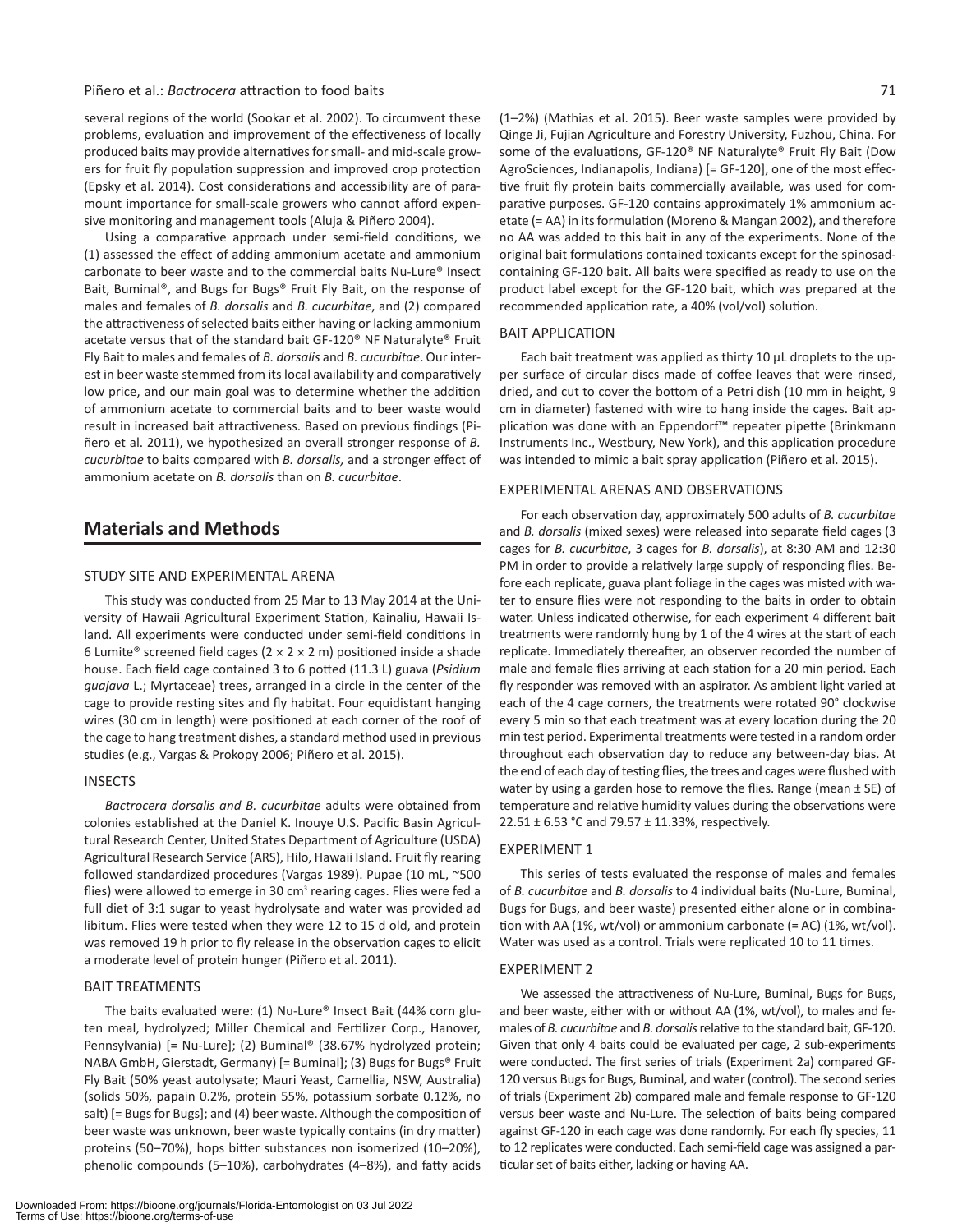several regions of the world (Sookar et al. 2002). To circumvent these problems, evaluation and improvement of the effectiveness of locally produced baits may provide alternatives for small- and mid-scale growers for fruit fly population suppression and improved crop protection (Epsky et al. 2014). Cost considerations and accessibility are of paramount importance for small-scale growers who cannot afford expensive monitoring and management tools (Aluja & Piñero 2004).

Using a comparative approach under semi-field conditions, we (1) assessed the effect of adding ammonium acetate and ammonium carbonate to beer waste and to the commercial baits Nu-Lure® Insect Bait, Buminal®, and Bugs for Bugs® Fruit Fly Bait, on the response of males and females of *B. dorsalis* and *B. cucurbitae*, and (2) compared the attractiveness of selected baits either having or lacking ammonium acetate versus that of the standard bait GF-120® NF Naturalyte® Fruit Fly Bait to males and females of *B. dorsalis* and *B. cucurbitae*. Our interest in beer waste stemmed from its local availability and comparatively low price, and our main goal was to determine whether the addition of ammonium acetate to commercial baits and to beer waste would result in increased bait attractiveness. Based on previous findings (Piñero et al. 2011), we hypothesized an overall stronger response of *B. cucurbitae* to baits compared with *B. dorsalis,* and a stronger effect of ammonium acetate on *B. dorsalis* than on *B. cucurbitae*.

## Materials and Methods

### STUDY SITE AND EXPERIMENTAL ARENA

This study was conducted from 25 Mar to 13 May 2014 at the University of Hawaii Agricultural Experiment Station, Kainaliu, Hawaii Island. All experiments were conducted under semi-field conditions in 6 Lumite® screened field cages (2 × 2 × 2 m) positioned inside a shade house. Each field cage contained 3 to 6 potted (11.3 L) guava (*Psidium guajava* L.; Myrtaceae) trees, arranged in a circle in the center of the cage to provide resting sites and fly habitat. Four equidistant hanging wires (30 cm in length) were positioned at each corner of the roof of the cage to hang treatment dishes, a standard method used in previous studies (e.g., Vargas & Prokopy 2006; Piñero et al. 2015).

### INSECTS

*Bactrocera dorsalis and B. cucurbitae* adults were obtained from colonies established at the Daniel K. Inouye U.S. Pacific Basin Agricultural Research Center, United States Department of Agriculture (USDA) Agricultural Research Service (ARS), Hilo, Hawaii Island. Fruit fly rearing followed standardized procedures (Vargas 1989). Pupae (10 mL, ~500 flies) were allowed to emerge in 30 $cm^3$ rearing cages. Flies were fed a full diet of 3:1 sugar to yeast hydrolysate and water was provided ad libitum. Flies were tested when they were 12 to 15 d old, and protein was removed 19 h prior to fly release in the observation cages to elicit a moderate level of protein hunger (Piñero et al. 2011).

### BAIT TREATMENTS

The baits evaluated were: (1) Nu-Lure® Insect Bait (44% corn gluten meal, hydrolyzed; Miller Chemical and Fertilizer Corp., Hanover, Pennsylvania) [= Nu-Lure]; (2) Buminal® (38.67% hydrolyzed protein; NABA GmbH, Gierstadt, Germany) [= Buminal]; (3) Bugs for Bugs® Fruit Fly Bait (50% yeast autolysate; Mauri Yeast, Camellia, NSW, Australia) (solids 50%, papain 0.2%, protein 55%, potassium sorbate 0.12%, no salt) [= Bugs for Bugs]; and (4) beer waste. Although the composition of beer waste was unknown, beer waste typically contains (in dry matter) proteins (50–70%), hops bitter substances non isomerized (10–20%), phenolic compounds (5–10%), carbohydrates (4–8%), and fatty acids (1–2%) (Mathias et al. 2015). Beer waste samples were provided by Qinge Ji, Fujian Agriculture and Forestry University, Fuzhou, China. For some of the evaluations, GF-120® NF Naturalyte® Fruit Fly Bait (Dow AgroSciences, Indianapolis, Indiana) [= GF-120], one of the most effective fruit fly protein baits commercially available, was used for comparative purposes. GF-120 contains approximately 1% ammonium acetate (= AA) in its formulation (Moreno & Mangan 2002), and therefore no AA was added to this bait in any of the experiments. None of the original bait formulations contained toxicants except for the spinosad-containing GF-120 bait. All baits were specified as ready to use on the product label except for the GF-120 bait, which was prepared at the recommended application rate, a 40% (vol/vol) solution.

### BAIT APPLICATION

Each bait treatment was applied as thirty 10 µL droplets to the upper surface of circular discs made of coffee leaves that were rinsed, dried, and cut to cover the bottom of a Petri dish (10 mm in height, 9 cm in diameter) fastened with wire to hang inside the cages. Bait application was done with an Eppendorf™ repeater pipette (Brinkmann Instruments Inc., Westbury, New York), and this application procedure was intended to mimic a bait spray application (Piñero et al. 2015).

### EXPERIMENTAL ARENAS AND OBSERVATIONS

For each observation day, approximately 500 adults of *B. cucurbitae* and *B. dorsalis* (mixed sexes) were released into separate field cages (3 cages for *B. cucurbitae*, 3 cages for *B. dorsalis*), at 8:30 AM and 12:30 PM in order to provide a relatively large supply of responding flies. Before each replicate, guava plant foliage in the cages was misted with water to ensure flies were not responding to the baits in order to obtain water. Unless indicated otherwise, for each experiment 4 different bait treatments were randomly hung by 1 of the 4 wires at the start of each replicate. Immediately thereafter, an observer recorded the number of male and female flies arriving at each station for a 20 min period. Each fly responder was removed with an aspirator. As ambient light varied at each of the 4 cage corners, the treatments were rotated 90° clockwise every 5 min so that each treatment was at every location during the 20 min test period. Experimental treatments were tested in a random order throughout each observation day to reduce any between-day bias. At the end of each day of testing flies, the trees and cages were flushed with water by using a garden hose to remove the flies. Range (mean ± SE) of temperature and relative humidity values during the observations were 22.51 ± 6.53 °C and 79.57 ± 11.33%, respectively.

### EXPERIMENT 1

This series of tests evaluated the response of males and females of *B. cucurbitae* and *B. dorsalis* to 4 individual baits (Nu-Lure, Buminal, Bugs for Bugs, and beer waste) presented either alone or in combination with AA (1%, wt/vol) or ammonium carbonate (= AC) (1%, wt/vol). Water was used as a control. Trials were replicated 10 to 11 times.

### EXPERIMENT 2

We assessed the attractiveness of Nu-Lure, Buminal, Bugs for Bugs, and beer waste, either with or without AA (1%, wt/vol), to males and females of *B. cucurbitae* and *B. dorsalis* relative to the standard bait, GF-120. Given that only 4 baits could be evaluated per cage, 2 sub-experiments were conducted. The first series of trials (Experiment 2a) compared GF-120 versus Bugs for Bugs, Buminal, and water (control). The second series of trials (Experiment 2b) compared male and female response to GF-120 versus beer waste and Nu-Lure. The selection of baits being compared against GF-120 in each cage was done randomly. For each fly species, 11 to 12 replicates were conducted. Each semi-field cage was assigned a particular set of baits either, lacking or having AA.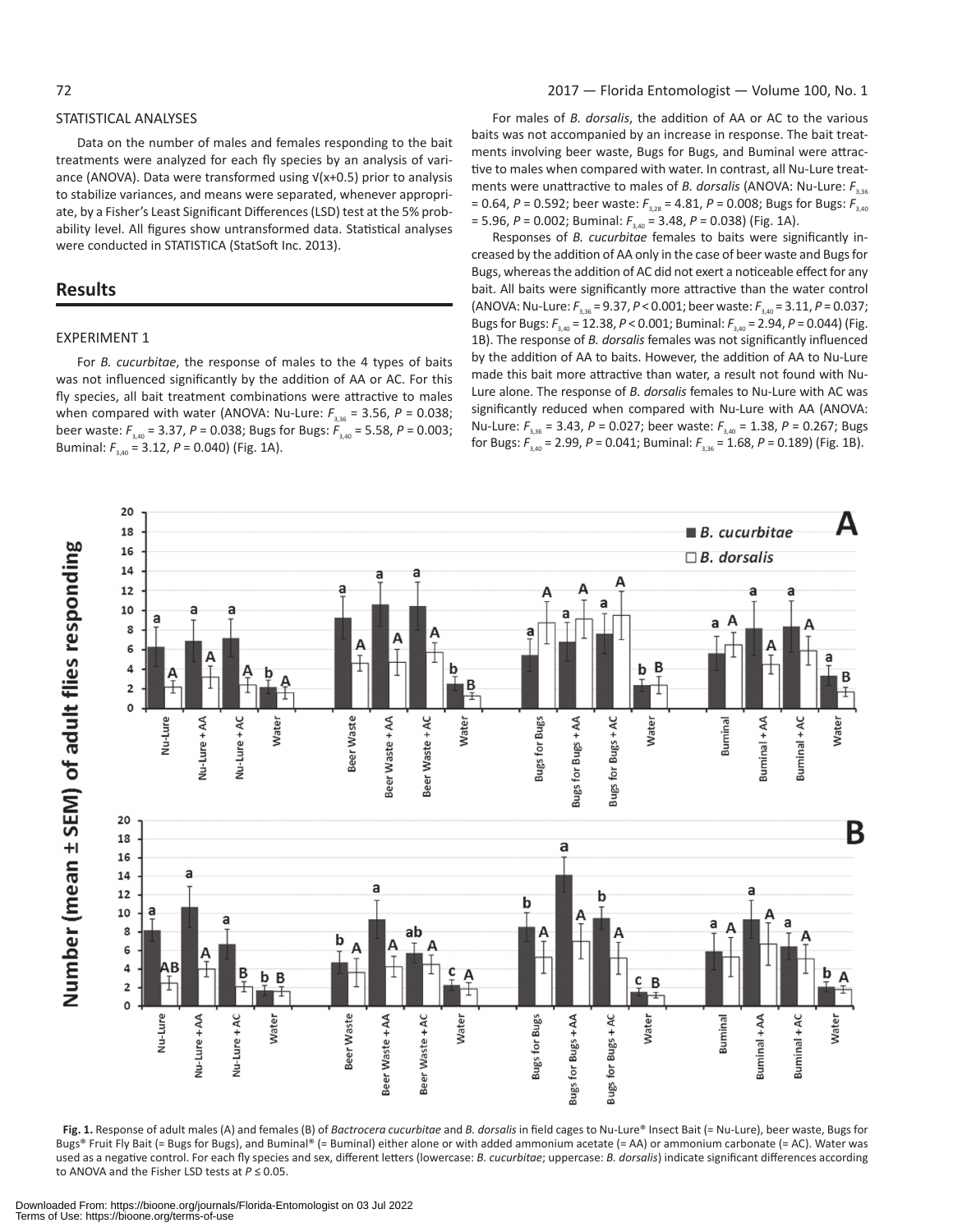### STATISTICAL ANALYSES

Data on the number of males and females responding to the bait treatments were analyzed for each fly species by an analysis of variance (ANOVA). Data were transformed using $\sqrt{(x+0.5)}$ prior to analysis to stabilize variances, and means were separated, whenever appropriate, by a Fisher's Least Significant Differences (LSD) test at the 5% probability level. All figures show untransformed data. Statistical analyses were conducted in STATISTICA (StatSoft Inc. 2013).

## Results

### EXPERIMENT 1

For *B. cucurbitae*, the response of males to the 4 types of baits was not influenced significantly by the addition of AA or AC. For this fly species, all bait treatment combinations were attractive to males when compared with water (ANOVA: Nu-Lure: $F_{3,36}$ = 3.56, $P$ = 0.038; beer waste: $F_{3,40}$ = 3.37, $P$ = 0.038; Bugs for Bugs: $F_{3,40}$ = 5.58, $P$ = 0.003; Buminal: $F_{3,40}$ = 3.12, $P$ = 0.040) (Fig. 1A).

For males of *B. dorsalis*, the addition of AA or AC to the various baits was not accompanied by an increase in response. The bait treatments involving beer waste, Bugs for Bugs, and Buminal were attractive to males when compared with water. In contrast, all Nu-Lure treatments were unattractive to males of *B. dorsalis* (ANOVA: Nu-Lure: $F_{3,36}$ = 0.64, $P$ = 0.592; beer waste: $F_{3,28}$ = 4.81, $P$ = 0.008; Bugs for Bugs: $F_{3,40}$ = 5.96, $P$ = 0.002; Buminal: $F_{3,40}$ = 3.48, $P$ = 0.038) (Fig. 1A).

Responses of *B. cucurbitae* females to baits were significantly increased by the addition of AA only in the case of beer waste and Bugs for Bugs, whereas the addition of AC did not exert a noticeable effect for any bait. All baits were significantly more attractive than the water control (ANOVA: Nu-Lure: $F_{3,36}$ = 9.37, $P$ < 0.001; beer waste: $F_{3,40}$ = 3.11, $P$ = 0.037; Bugs for Bugs: $F_{3,40}$ = 12.38, $P$ < 0.001; Buminal: $F_{3,40}$ = 2.94, $P$ = 0.044) (Fig. 1B). The response of *B. dorsalis* females was not significantly influenced by the addition of AA to baits. However, the addition of AA to Nu-Lure made this bait more attractive than water, a result not found with Nu-Lure alone. The response of *B. dorsalis* females to Nu-Lure with AC was significantly reduced when compared with Nu-Lure with AA (ANOVA: Nu-Lure: $F_{3,36}$ = 3.43, $P$ = 0.027; beer waste: $F_{3,40}$ = 1.38, $P$ = 0.267; Bugs for Bugs: $F_{3,40}$ = 2.99, $P$ = 0.041; Buminal: $F_{3,36}$ = 1.68, $P$ = 0.189) (Fig. 1B).

**Fig. 1.** Response of adult males (A) and females (B) of *Bactrocera cucurbitae* and *B. dorsalis* in field cages to Nu-Lure® Insect Bait (= Nu-Lure), beer waste, Bugs for Bugs® Fruit Fly Bait (= Bugs for Bugs), and Buminal® (= Buminal) either alone or with added ammonium acetate (= AA) or ammonium carbonate (= AC). Water was used as a negative control. For each fly species and sex, different letters (lowercase: *B. cucurbitae*; uppercase: *B. dorsalis*) indicate significant differences according to ANOVA and the Fisher LSD tests at $P \leq 0.05$.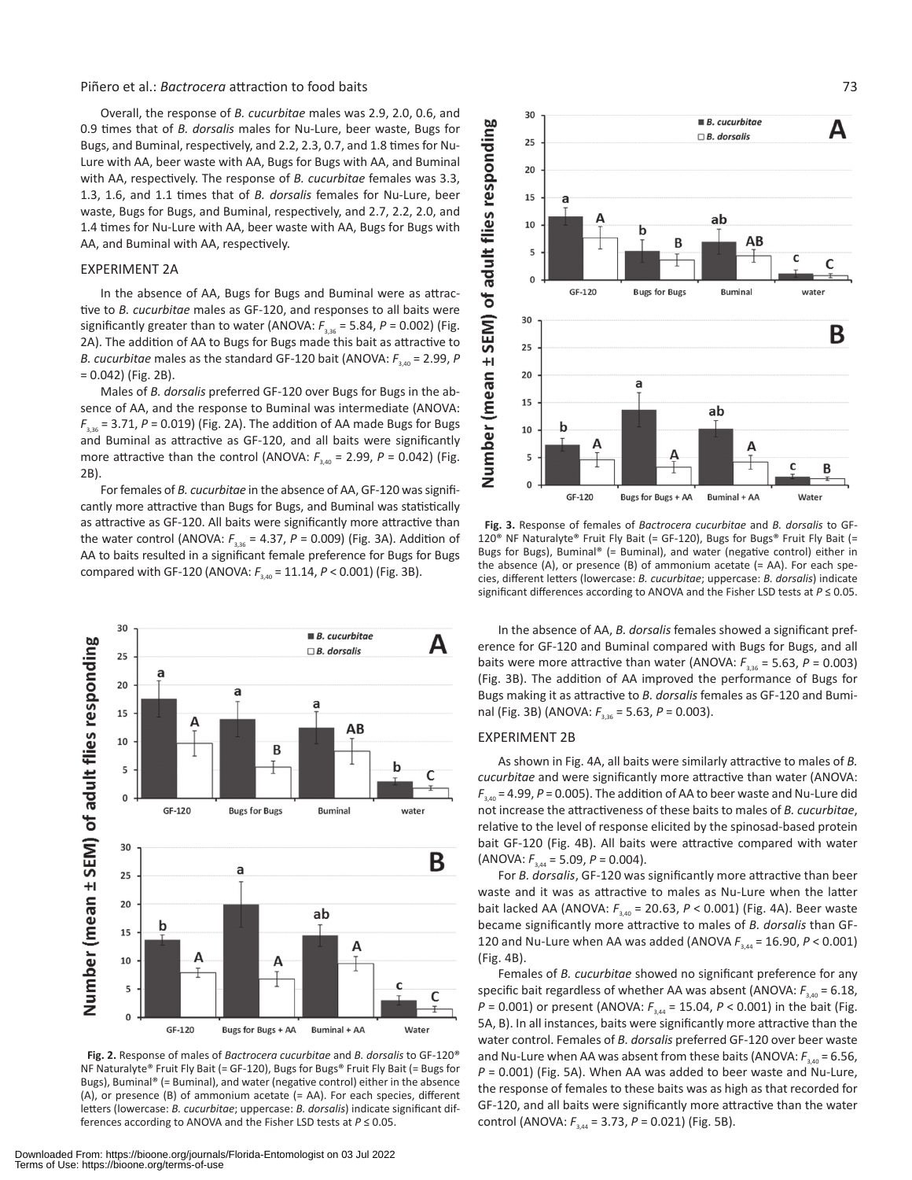Overall, the response of *B. cucurbitae* males was 2.9, 2.0, 0.6, and 0.9 times that of *B. dorsalis* males for Nu-Lure, beer waste, Bugs for Bugs, and Buminal, respectively, and 2.2, 2.3, 0.7, and 1.8 times for Nu-Lure with AA, beer waste with AA, Bugs for Bugs with AA, and Buminal with AA, respectively. The response of *B. cucurbitae* females was 3.3, 1.3, 1.6, and 1.1 times that of *B. dorsalis* females for Nu-Lure, beer waste, Bugs for Bugs, and Buminal, respectively, and 2.7, 2.2, 2.0, and 1.4 times for Nu-Lure with AA, beer waste with AA, Bugs for Bugs with AA, and Buminal with AA, respectively.

## EXPERIMENT 2A

In the absence of AA, Bugs for Bugs and Buminal were as attractive to *B. cucurbitae* males as GF-120, and responses to all baits were significantly greater than to water (ANOVA: $F_{3,36} = 5.84$, $P = 0.002$) (Fig. 2A). The addition of AA to Bugs for Bugs made this bait as attractive to *B. cucurbitae* males as the standard GF-120 bait (ANOVA: $F_{3,40} = 2.99$, $P = 0.042$) (Fig. 2B).

Males of *B. dorsalis* preferred GF-120 over Bugs for Bugs in the absence of AA, and the response to Buminal was intermediate (ANOVA: $F_{3,36} = 3.71$, $P = 0.019$) (Fig. 2A). The addition of AA made Bugs for Bugs and Buminal as attractive as GF-120, and all baits were significantly more attractive than the control (ANOVA: $F_{3,40} = 2.99$, $P = 0.042$) (Fig. 2B).

For females of *B. cucurbitae* in the absence of AA, GF-120 was significantly more attractive than Bugs for Bugs, and Buminal was statistically as attractive as GF-120. All baits were significantly more attractive than the water control (ANOVA: $F_{3,36} = 4.37$, $P = 0.009$) (Fig. 3A). Addition of AA to baits resulted in a significant female preference for Bugs for Bugs compared with GF-120 (ANOVA: $F_{3,40} = 11.14$, $P < 0.001$) (Fig. 3B).

**Fig. 2.** Response of males of *Bactrocera cucurbitae* and *B. dorsalis* to GF-120® NF Naturalyte® Fruit Fly Bait (= GF-120), Bugs for Bugs® Fruit Fly Bait (= Bugs for Bugs), Buminal® (= Buminal), and water (negative control) either in the absence (A), or presence (B) of ammonium acetate (= AA). For each species, different letters (lowercase: *B. cucurbitae*; uppercase: *B. dorsalis*) indicate significant differences according to ANOVA and the Fisher LSD tests at $P \leq 0.05$.

**Fig. 3.** Response of females of *Bactrocera cucurbitae* and *B. dorsalis* to GF-120® NF Naturalyte® Fruit Fly Bait (= GF-120), Bugs for Bugs® Fruit Fly Bait (= Bugs for Bugs), Buminal® (= Buminal), and water (negative control) either in the absence (A), or presence (B) of ammonium acetate (= AA). For each species, different letters (lowercase: *B. cucurbitae*; uppercase: *B. dorsalis*) indicate significant differences according to ANOVA and the Fisher LSD tests at $P \leq 0.05$.

In the absence of AA, *B. dorsalis* females showed a significant preference for GF-120 and Buminal compared with Bugs for Bugs, and all baits were more attractive than water (ANOVA: $F_{3,36} = 5.63$, $P = 0.003$) (Fig. 3B). The addition of AA improved the performance of Bugs for Bugs making it as attractive to *B. dorsalis* females as GF-120 and Buminal (Fig. 3B) (ANOVA: $F_{3,36} = 5.63$, $P = 0.003$).

## EXPERIMENT 2B

As shown in Fig. 4A, all baits were similarly attractive to males of *B. cucurbitae* and were significantly more attractive than water (ANOVA: $F_{3,40} = 4.99$, $P = 0.005$). The addition of AA to beer waste and Nu-Lure did not increase the attractiveness of these baits to males of *B. cucurbitae*, relative to the level of response elicited by the spinosad-based protein bait GF-120 (Fig. 4B). All baits were attractive compared with water (ANOVA: $F_{3,44} = 5.09$, $P = 0.004$).

For *B. dorsalis*, GF-120 was significantly more attractive than beer waste and it was as attractive to males as Nu-Lure when the latter bait lacked AA (ANOVA: $F_{3,40} = 20.63$, $P < 0.001$) (Fig. 4A). Beer waste became significantly more attractive to males of *B. dorsalis* than GF-120 and Nu-Lure when AA was added (ANOVA $F_{3,44} = 16.90$, $P < 0.001$) (Fig. 4B).

Females of *B. cucurbitae* showed no significant preference for any specific bait regardless of whether AA was absent (ANOVA: $F_{3,40} = 6.18$, $P = 0.001$) or present (ANOVA: $F_{3,44} = 15.04$, $P < 0.001$) in the bait (Fig. 5A, B). In all instances, baits were significantly more attractive than the water control. Females of *B. dorsalis* preferred GF-120 over beer waste and Nu-Lure when AA was absent from these baits (ANOVA: $F_{3,40} = 6.56$, $P = 0.001$) (Fig. 5A). When AA was added to beer waste and Nu-Lure, the response of females to these baits was as high as that recorded for GF-120, and all baits were significantly more attractive than the water control (ANOVA: $F_{3,44} = 3.73$, $P = 0.021$) (Fig. 5B).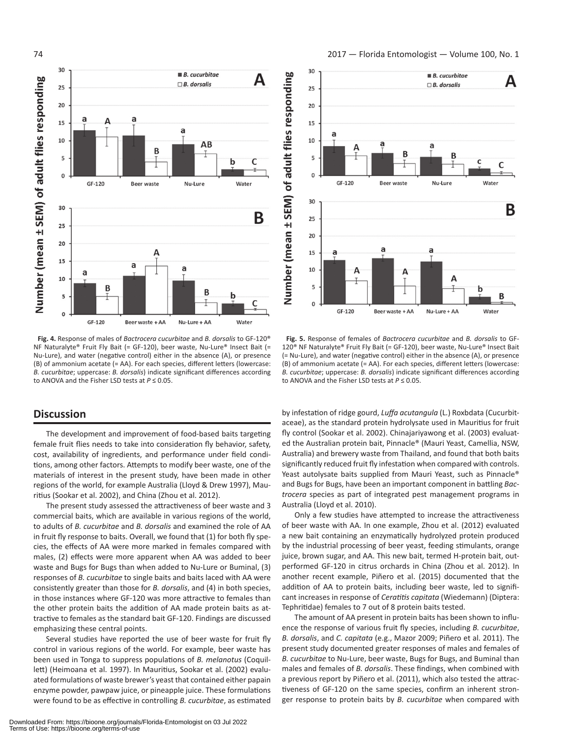**Fig. 4.** Response of males of *Bactrocera cucurbitae* and *B. dorsalis* to GF-120® NF Naturalyte® Fruit Fly Bait (= GF-120), beer waste, Nu-Lure® Insect Bait (= Nu-Lure), and water (negative control) either in the absence (A), or presence (B) of ammonium acetate (= AA). For each species, different letters (lowercase: *B. cucurbitae*; uppercase: *B. dorsalis*) indicate significant differences according to ANOVA and the Fisher LSD tests at $P \leq 0.05$.

**Fig. 5.** Response of females of *Bactrocera cucurbitae* and *B. dorsalis* to GF-120® NF Naturalyte® Fruit Fly Bait (= GF-120), beer waste, Nu-Lure® Insect Bait (= Nu-Lure), and water (negative control) either in the absence (A), or presence (B) of ammonium acetate (= AA). For each species, different letters (lowercase: *B. cucurbitae*; uppercase: *B. dorsalis*) indicate significant differences according to ANOVA and the Fisher LSD tests at $P \leq 0.05$.

## Discussion

The development and improvement of food-based baits targeting female fruit flies needs to take into consideration fly behavior, safety, cost, availability of ingredients, and performance under field conditions, among other factors. Attempts to modify beer waste, one of the materials of interest in the present study, have been made in other regions of the world, for example Australia (Lloyd & Drew 1997), Mauritius (Sookar et al. 2002), and China (Zhou et al. 2012).

The present study assessed the attractiveness of beer waste and 3 commercial baits, which are available in various regions of the world, to adults of *B. cucurbitae* and *B. dorsalis* and examined the role of AA in fruit fly response to baits. Overall, we found that (1) for both fly species, the effects of AA were more marked in females compared with males, (2) effects were more apparent when AA was added to beer waste and Bugs for Bugs than when added to Nu-Lure or Buminal, (3) responses of *B. cucurbitae* to single baits and baits laced with AA were consistently greater than those for *B. dorsalis*, and (4) in both species, in those instances where GF-120 was more attractive to females than the other protein baits the addition of AA made protein baits as attractive to females as the standard bait GF-120. Findings are discussed emphasizing these central points.

Several studies have reported the use of beer waste for fruit fly control in various regions of the world. For example, beer waste has been used in Tonga to suppress populations of *B. melanotus* (Coquillett) (Heimoana et al. 1997). In Mauritius, Sookar et al. (2002) evaluated formulations of waste brewer's yeast that contained either papain enzyme powder, pawpaw juice, or pineapple juice. These formulations were found to be as effective in controlling *B. cucurbitae*, as estimated by infestation of ridge gourd, *Luffa acutangula* (L.) Roxbdata (Cucurbitaceae), as the standard protein hydrolysate used in Mauritius for fruit fly control (Sookar et al. 2002). Chinajariyawong et al. (2003) evaluated the Australian protein bait, Pinnacle® (Mauri Yeast, Camellia, NSW, Australia) and brewery waste from Thailand, and found that both baits significantly reduced fruit fly infestation when compared with controls. Yeast autolysate baits supplied from Mauri Yeast, such as Pinnacle® and Bugs for Bugs, have been an important component in battling *Bactrocera* species as part of integrated pest management programs in Australia (Lloyd et al. 2010).

Only a few studies have attempted to increase the attractiveness of beer waste with AA. In one example, Zhou et al. (2012) evaluated a new bait containing an enzymatically hydrolyzed protein produced by the industrial processing of beer yeast, feeding stimulants, orange juice, brown sugar, and AA. This new bait, termed H-protein bait, outperformed GF-120 in citrus orchards in China (Zhou et al. 2012). In another recent example, Piñero et al. (2015) documented that the addition of AA to protein baits, including beer waste, led to significant increases in response of *Ceratitis capitata* (Wiedemann) (Diptera: Tephritidae) females to 7 out of 8 protein baits tested.

The amount of AA present in protein baits has been shown to influence the response of various fruit fly species, including *B. cucurbitae*, *B. dorsalis*, and *C. capitata* (e.g., Mazor 2009; Piñero et al. 2011). The present study documented greater responses of males and females of *B. cucurbitae* to Nu-Lure, beer waste, Bugs for Bugs, and Buminal than males and females of *B. dorsalis*. These findings, when combined with a previous report by Piñero et al. (2011), which also tested the attractiveness of GF-120 on the same species, confirm an inherent stronger response to protein baits by *B. cucurbitae* when compared with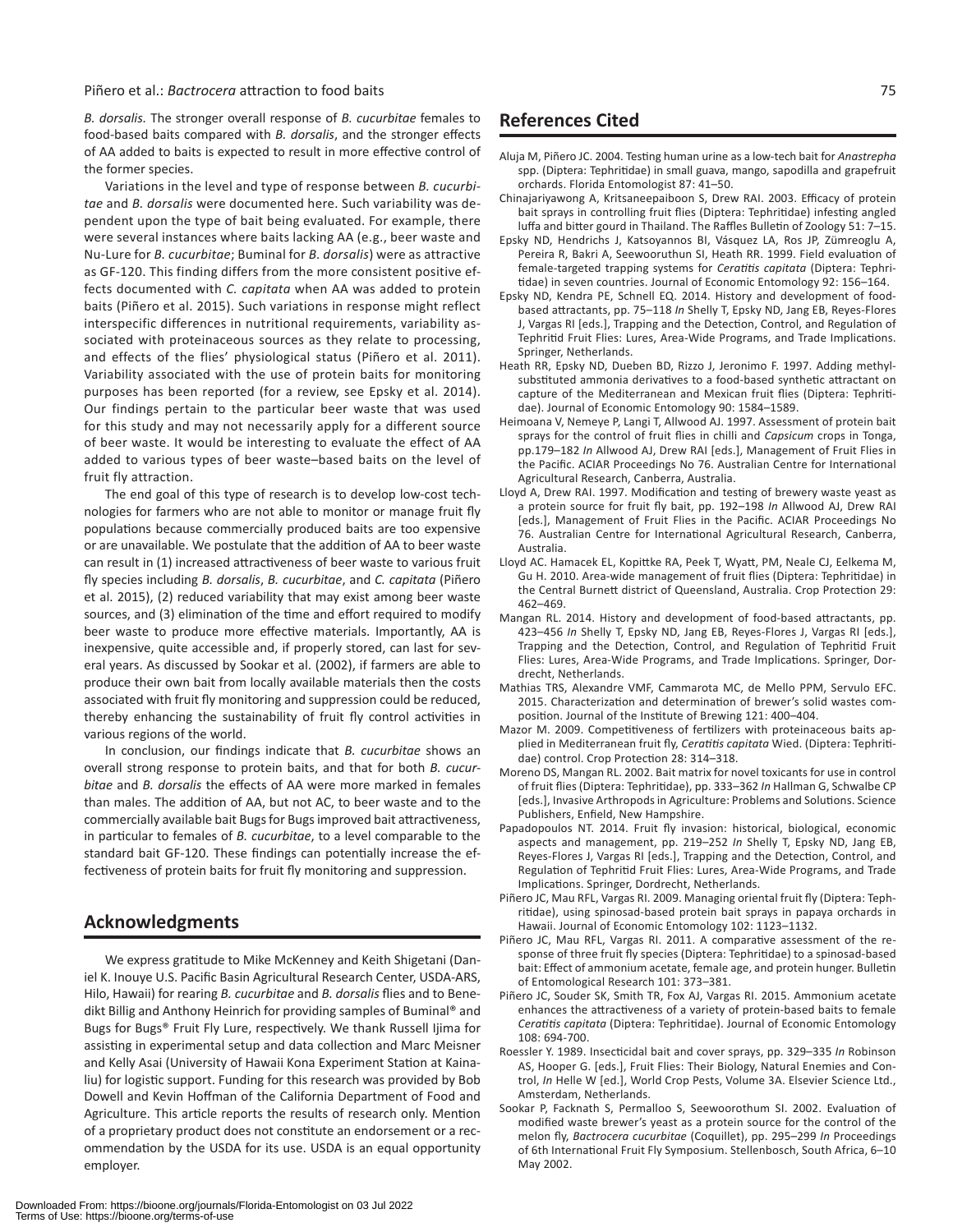*B. dorsalis.* The stronger overall response of *B. cucurbitae* females to food-based baits compared with *B. dorsalis*, and the stronger effects of AA added to baits is expected to result in more effective control of the former species.

Variations in the level and type of response between *B. cucurbitae* and *B. dorsalis* were documented here. Such variability was dependent upon the type of bait being evaluated. For example, there were several instances where baits lacking AA (e.g., beer waste and Nu-Lure for *B. cucurbitae*; Buminal for *B. dorsalis*) were as attractive as GF-120. This finding differs from the more consistent positive effects documented with *C. capitata* when AA was added to protein baits (Piñero et al. 2015). Such variations in response might reflect interspecific differences in nutritional requirements, variability associated with proteinaceous sources as they relate to processing, and effects of the flies' physiological status (Piñero et al. 2011). Variability associated with the use of protein baits for monitoring purposes has been reported (for a review, see Epsky et al. 2014). Our findings pertain to the particular beer waste that was used for this study and may not necessarily apply for a different source of beer waste. It would be interesting to evaluate the effect of AA added to various types of beer waste–based baits on the level of fruit fly attraction.

The end goal of this type of research is to develop low-cost technologies for farmers who are not able to monitor or manage fruit fly populations because commercially produced baits are too expensive or are unavailable. We postulate that the addition of AA to beer waste can result in (1) increased attractiveness of beer waste to various fruit fly species including *B. dorsalis*, *B. cucurbitae*, and *C. capitata* (Piñero et al. 2015), (2) reduced variability that may exist among beer waste sources, and (3) elimination of the time and effort required to modify beer waste to produce more effective materials. Importantly, AA is inexpensive, quite accessible and, if properly stored, can last for several years. As discussed by Sookar et al. (2002), if farmers are able to produce their own bait from locally available materials then the costs associated with fruit fly monitoring and suppression could be reduced, thereby enhancing the sustainability of fruit fly control activities in various regions of the world.

In conclusion, our findings indicate that *B. cucurbitae* shows an overall strong response to protein baits, and that for both *B. cucurbitae* and *B. dorsalis* the effects of AA were more marked in females than males. The addition of AA, but not AC, to beer waste and to the commercially available bait Bugs for Bugs improved bait attractiveness, in particular to females of *B. cucurbitae*, to a level comparable to the standard bait GF-120. These findings can potentially increase the effectiveness of protein baits for fruit fly monitoring and suppression.

## Acknowledgments

We express gratitude to Mike McKenney and Keith Shigetani (Daniel K. Inouye U.S. Pacific Basin Agricultural Research Center, USDA-ARS, Hilo, Hawaii) for rearing *B. cucurbitae* and *B. dorsalis* flies and to Benedikt Billig and Anthony Heinrich for providing samples of Buminal® and Bugs for Bugs® Fruit Fly Lure, respectively. We thank Russell Ijima for assisting in experimental setup and data collection and Marc Meisner and Kelly Asai (University of Hawaii Kona Experiment Station at Kainaliu) for logistic support. Funding for this research was provided by Bob Dowell and Kevin Hoffman of the California Department of Food and Agriculture. This article reports the results of research only. Mention of a proprietary product does not constitute an endorsement or a recommendation by the USDA for its use. USDA is an equal opportunity employer.

## References Cited

Aluja M, Piñero JC. 2004. Testing human urine as a low-tech bait for *Anastrepha* spp. (Diptera: Tephritidae) in small guava, mango, sapodilla and grapefruit orchards. Florida Entomologist 87: 41–50.

Chinajariyawong A, Kritsaneepaiboon S, Drew RAI. 2003. Efficacy of protein bait sprays in controlling fruit flies (Diptera: Tephritidae) infesting angled luffa and bitter gourd in Thailand. The Raffles Bulletin of Zoology 51: 7–15.

Epsky ND, Hendrichs J, Katsoyannos BI, Vásquez LA, Ros JP, Zümreoglu A, Pereira R, Bakri A, Seewooruthun SI, Heath RR. 1999. Field evaluation of female-targeted trapping systems for *Ceratitis capitata* (Diptera: Tephritidae) in seven countries. Journal of Economic Entomology 92: 156–164.

Epsky ND, Kendra PE, Schnell EQ. 2014. History and development of food-based attractants, pp. 75–118 *In* Shelly T, Epsky ND, Jang EB, Reyes-Flores J, Vargas RI [eds.], Trapping and the Detection, Control, and Regulation of Tephritid Fruit Flies: Lures, Area-Wide Programs, and Trade Implications. Springer, Netherlands.

Heath RR, Epsky ND, Dueben BD, Rizzo J, Jeronimo F. 1997. Adding methyl-substituted ammonia derivatives to a food-based synthetic attractant on capture of the Mediterranean and Mexican fruit flies (Diptera: Tephritidae). Journal of Economic Entomology 90: 1584–1589.

Heimoana V, Nemeye P, Langi T, Allwood AJ. 1997. Assessment of protein bait sprays for the control of fruit flies in chilli and *Capsicum* crops in Tonga, pp.179–182 *In* Allwood AJ, Drew RAI [eds.], Management of Fruit Flies in the Pacific. ACIAR Proceedings No 76. Australian Centre for International Agricultural Research, Canberra, Australia.

Lloyd A, Drew RAI. 1997. Modification and testing of brewery waste yeast as a protein source for fruit fly bait, pp. 192–198 *In* Allwood AJ, Drew RAI [eds.], Management of Fruit Flies in the Pacific. ACIAR Proceedings No 76. Australian Centre for International Agricultural Research, Canberra, Australia.

Lloyd AC. Hamacek EL, Kopittke RA, Peek T, Wyatt, PM, Neale CJ, Eelkema M, Gu H. 2010. Area-wide management of fruit flies (Diptera: Tephritidae) in the Central Burnett district of Queensland, Australia. Crop Protection 29: 462–469.

Mangan RL. 2014. History and development of food-based attractants, pp. 423–456 *In* Shelly T, Epsky ND, Jang EB, Reyes-Flores J, Vargas RI [eds.], Trapping and the Detection, Control, and Regulation of Tephritid Fruit Flies: Lures, Area-Wide Programs, and Trade Implications. Springer, Dordrecht, Netherlands.

Mathias TRS, Alexandre VMF, Cammarota MC, de Mello PPM, Servulo EFC. 2015. Characterization and determination of brewer's solid wastes composition. Journal of the Institute of Brewing 121: 400–404.

Mazor M. 2009. Competitiveness of fertilizers with proteinaceous baits applied in Mediterranean fruit fly, *Ceratitis capitata* Wied. (Diptera: Tephritidae) control. Crop Protection 28: 314–318.

Moreno DS, Mangan RL. 2002. Bait matrix for novel toxicants for use in control of fruit flies (Diptera: Tephritidae), pp. 333–362 *In* Hallman G, Schwalbe CP [eds.], Invasive Arthropods in Agriculture: Problems and Solutions. Science Publishers, Enfield, New Hampshire.

Papadopoulos NT. 2014. Fruit fly invasion: historical, biological, economic aspects and management, pp. 219–252 *In* Shelly T, Epsky ND, Jang EB, Reyes-Flores J, Vargas RI [eds.], Trapping and the Detection, Control, and Regulation of Tephritid Fruit Flies: Lures, Area-Wide Programs, and Trade Implications. Springer, Dordrecht, Netherlands.

Piñero JC, Mau RFL, Vargas RI. 2009. Managing oriental fruit fly (Diptera: Tephritidae), using spinosad-based protein bait sprays in papaya orchards in Hawaii. Journal of Economic Entomology 102: 1123–1132.

Piñero JC, Mau RFL, Vargas RI. 2011. A comparative assessment of the response of three fruit fly species (Diptera: Tephritidae) to a spinosad-based bait: Effect of ammonium acetate, female age, and protein hunger. Bulletin of Entomological Research 101: 373–381.

Piñero JC, Souder SK, Smith TR, Fox AJ, Vargas RI. 2015. Ammonium acetate enhances the attractiveness of a variety of protein-based baits to female *Ceratitis capitata* (Diptera: Tephritidae). Journal of Economic Entomology 108: 694-700.

Roessler Y. 1989. Insecticidal bait and cover sprays, pp. 329–335 *In* Robinson AS, Hooper G. [eds.], Fruit Flies: Their Biology, Natural Enemies and Control, *In* Helle W [ed.], World Crop Pests, Volume 3A. Elsevier Science Ltd., Amsterdam, Netherlands.

Sookar P, Facknath S, Permalloo S, Seewoorothum SI. 2002. Evaluation of modified waste brewer's yeast as a protein source for the control of the melon fly, *Bactrocera cucurbitae* (Coquillet), pp. 295–299 *In* Proceedings of 6th International Fruit Fly Symposium. Stellenbosch, South Africa, 6–10 May 2002.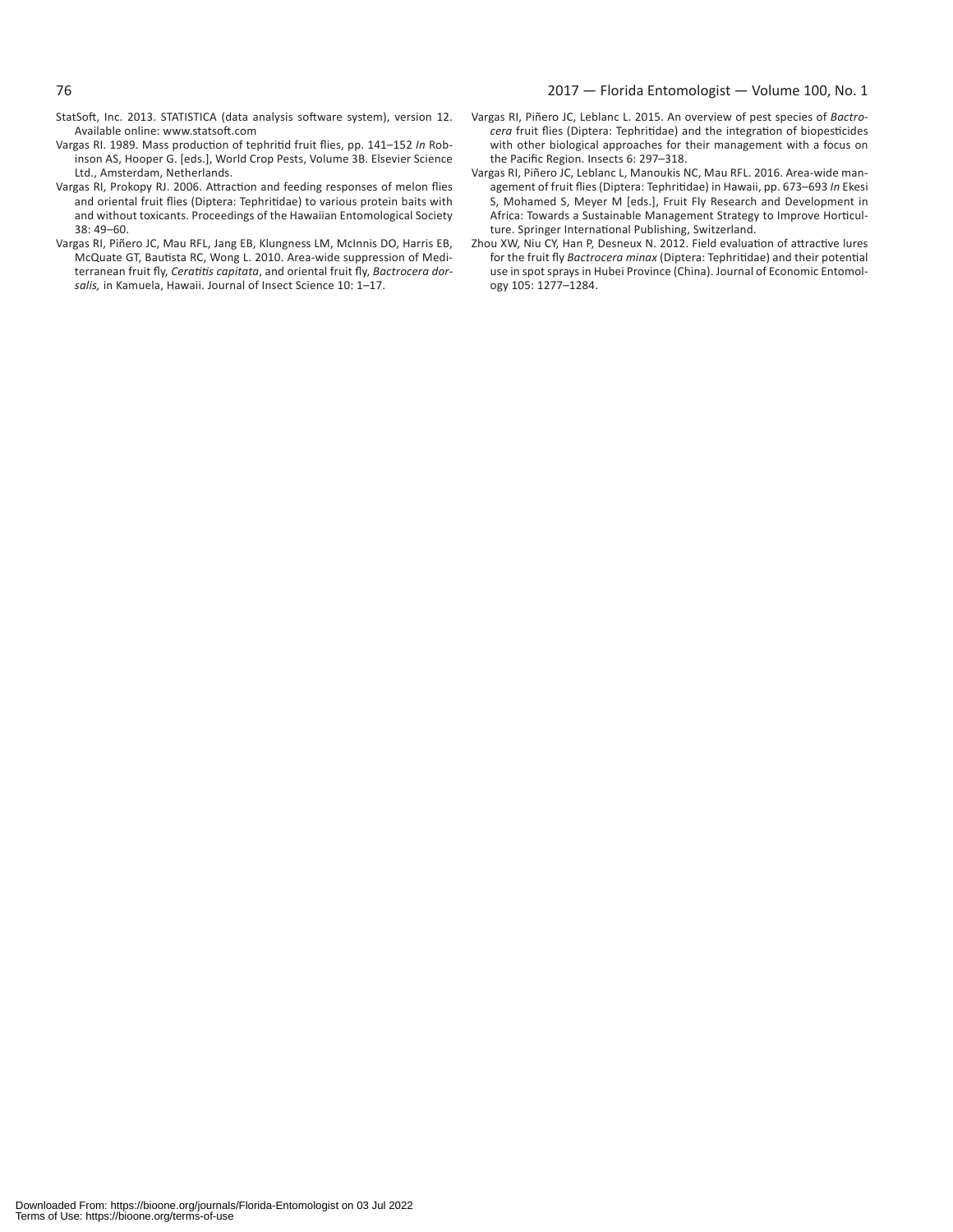StatSoft, Inc. 2013. STATISTICA (data analysis software system), version 12. Available online: www.statsoft.com

Vargas RI. 1989. Mass production of tephritid fruit flies, pp. 141–152 *In* Robinson AS, Hooper G. [eds.], World Crop Pests, Volume 3B. Elsevier Science Ltd., Amsterdam, Netherlands.

Vargas RI, Prokopy RJ. 2006. Attraction and feeding responses of melon flies and oriental fruit flies (Diptera: Tephritidae) to various protein baits with and without toxicants. Proceedings of the Hawaiian Entomological Society 38: 49–60.

Vargas RI, Piñero JC, Mau RFL, Jang EB, Klungness LM, McInnis DO, Harris EB, McQuate GT, Bautista RC, Wong L. 2010. Area-wide suppression of Mediterranean fruit fly, *Ceratitis capitata*, and oriental fruit fly, *Bactrocera dorsalis,* in Kamuela, Hawaii. Journal of Insect Science 10: 1–17.

Vargas RI, Piñero JC, Leblanc L. 2015. An overview of pest species of *Bactrocera* fruit flies (Diptera: Tephritidae) and the integration of biopesticides with other biological approaches for their management with a focus on the Pacific Region. Insects 6: 297–318.

Vargas RI, Piñero JC, Leblanc L, Manoukis NC, Mau RFL. 2016. Area-wide management of fruit flies (Diptera: Tephritidae) in Hawaii, pp. 673–693 *In* Ekesi S, Mohamed S, Meyer M [eds.], Fruit Fly Research and Development in Africa: Towards a Sustainable Management Strategy to Improve Horticulture. Springer International Publishing, Switzerland.

Zhou XW, Niu CY, Han P, Desneux N. 2012. Field evaluation of attractive lures for the fruit fly *Bactrocera minax* (Diptera: Tephritidae) and their potential use in spot sprays in Hubei Province (China). Journal of Economic Entomology 105: 1277–1284.